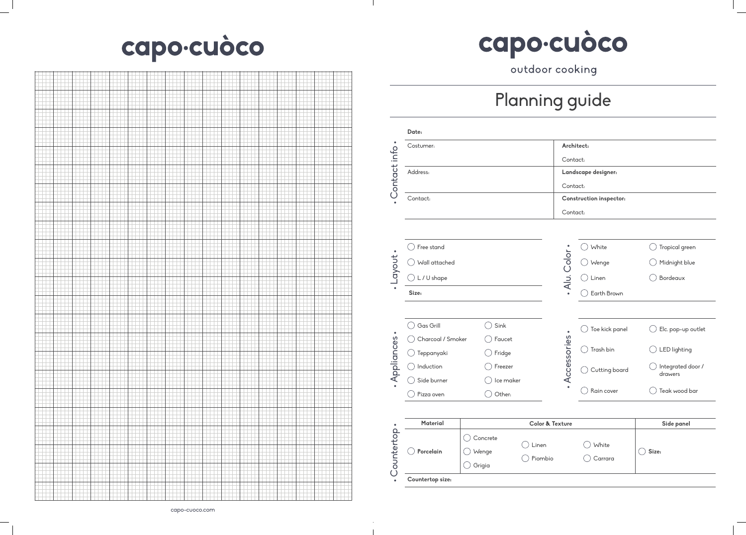# capo·cuòco

capo-cuoco.com

# capo·cuòco

outdoor cooking

## Planning guide

### • Contact info •

**Date:**

| | |
|---|---|
| Costumer: | **Architect:**<br>Contact: |
| Address: | **Landscape designer:**<br>Contact: |
| Contact: | **Construction inspector:**<br>Contact: |

### • Layout •

- ◯ Free stand
- ◯ Wall attached
- ◯ L / U shape

**Size:**

### • Alu. Color •

| | |
|---|---|
| ◯ White | ◯ Tropical green |
| ◯ Wenge | ◯ Midnight blue |
| ◯ Linen | ◯ Bordeaux |
| ◯ Earth Brown | |

### • Appliances •

| | |
|---|---|
| ◯ Gas Grill | ◯ Sink |
| ◯ Charcoal / Smoker | ◯ Faucet |
| ◯ Teppanyaki | ◯ Fridge |
| ◯ Induction | ◯ Freezer |
| ◯ Side burner | ◯ Ice maker |
| ◯ Pizza oven | ◯ Other: |

### • Accessories •

| | |
|---|---|
| ◯ Toe kick panel | ◯ Elc. pop-up outlet |
| ◯ Trash bin | ◯ LED lighting |
| ◯ Cutting board | ◯ Integrated door / drawers |
| ◯ Rain cover | ◯ Teak wood bar |

### • Countertop •

| Material | Color & Texture | | | Side panel |
|---|---|---|---|---|
| ◯ **Porcelain** | ◯ Concrete<br>◯ Wenge<br>◯ Grigia | ◯ Linen<br>◯ Piombio | ◯ White<br>◯ Carrara | ◯ **Size:** |

**Countertop size:**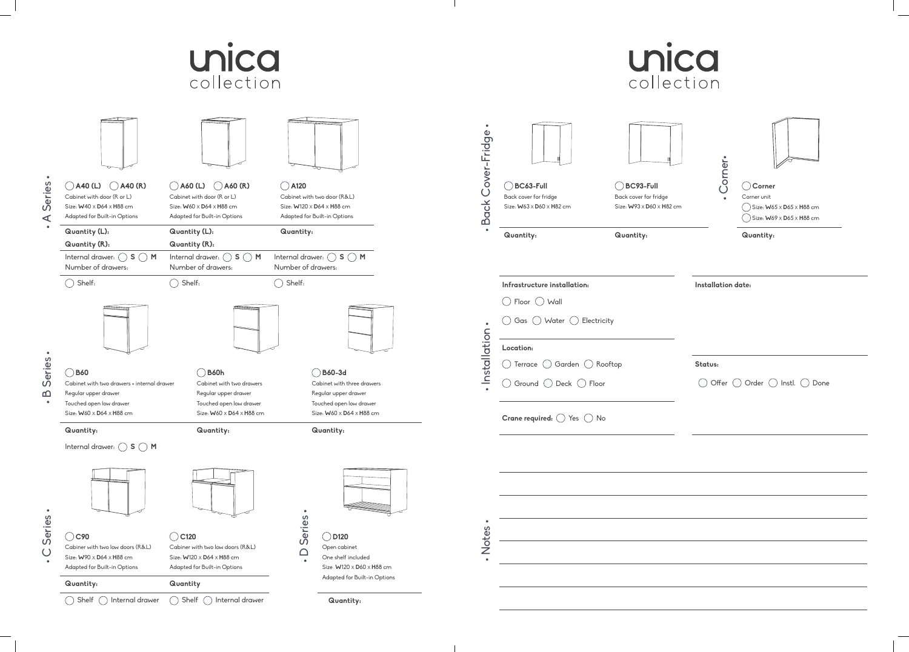# unica collection

## • A Series •

◯ **A40 (L)** ◯ **A40 (R)**
Cabinet with door (R or L)
Size: **W**40 x **D**64 x **H**88 cm
Adapted for Built-in Options

**Quantity (L):**
**Quantity (R):**
Internal drawer: ◯ **S** ◯ **M**
Number of drawers:
◯ Shelf:

◯ **A60 (L)** ◯ **A60 (R)**
Cabinet with door (R or L)
Size: **W**60 x **D**64 x **H**88 cm
Adapted for Built-in Options

**Quantity (L):**
**Quantity (R):**
Internal drawer: ◯ **S** ◯ **M**
Number of drawers:
◯ Shelf:

◯ **A120**
Cabinet with two door (R&L)
Size: **W**120 x **D**64 x **H**88 cm
Adapted for Built-in Options

**Quantity:**
Internal drawer: ◯ **S** ◯ **M**
Number of drawers:
◯ Shelf:

## • B Series •

◯ **B60**
Cabinet with two drawers + internal drawer
Regular upper drawer
Touched open low drawer
Size: **W**60 x **D**64 x **H**88 cm

**Quantity:**
Internal drawer: ◯ **S** ◯ **M**

◯ **B60h**
Cabinet with two drawers
Regular upper drawer
Touched open low drawer
Size: **W**60 x **D**64 x **H**88 cm

**Quantity:**

◯ **B60-3d**
Cabinet with three drawers
Regular upper drawer
Touched open low drawer
Size: **W**60 x **D**64 x **H**88 cm

**Quantity:**

## • C Series •

◯ **C90**
Cabiner with two low doors (R&L)
Size: **W**90 x **D**64 x **H**88 cm
Adapted for Built-in Options

**Quantity:**
◯ Shelf ◯ Internal drawer

◯ **C120**
Cabinet with two low doors (R&L)
Size: **W**120 x **D**64 x **H**88 cm
Adapted for Built-in Options

**Quantity**
◯ Shelf ◯ Internal drawer

## • D Series •

◯ **D120**
Open cabinet
One shelf included
Size **W**120 x **D**60 x **H**88 cm
Adapted for Built-in Options

**Quantity:**

# unica collection

## • Back Cover-Fridge •

◯ **BC63-Full**
Back cover for fridge
Size: **W**63 x **D**60 x **H**82 cm

**Quantity:**

◯ **BC93-Full**
Back cover for fridge
Size: **W**93 x **D**60 x **H**82 cm

**Quantity:**

## • Corner •

◯ **Corner**
Corner unit
◯ Size: **W**65 x **D**65 x **H**88 cm
◯ Size: **W**69 x **D**65 x **H**88 cm

**Quantity:**

## • Installation •

**Infrastructure installation:**
◯ Floor ◯ Wall
◯ Gas ◯ Water ◯ Electricity

**Location:**
◯ Terrace ◯ Garden ◯ Rooftop
◯ Ground ◯ Deck ◯ Floor

**Crane required:** ◯ Yes ◯ No

**Installation date:**

**Status:**
◯ Offer ◯ Order ◯ Instl. ◯ Done

## • Notes •